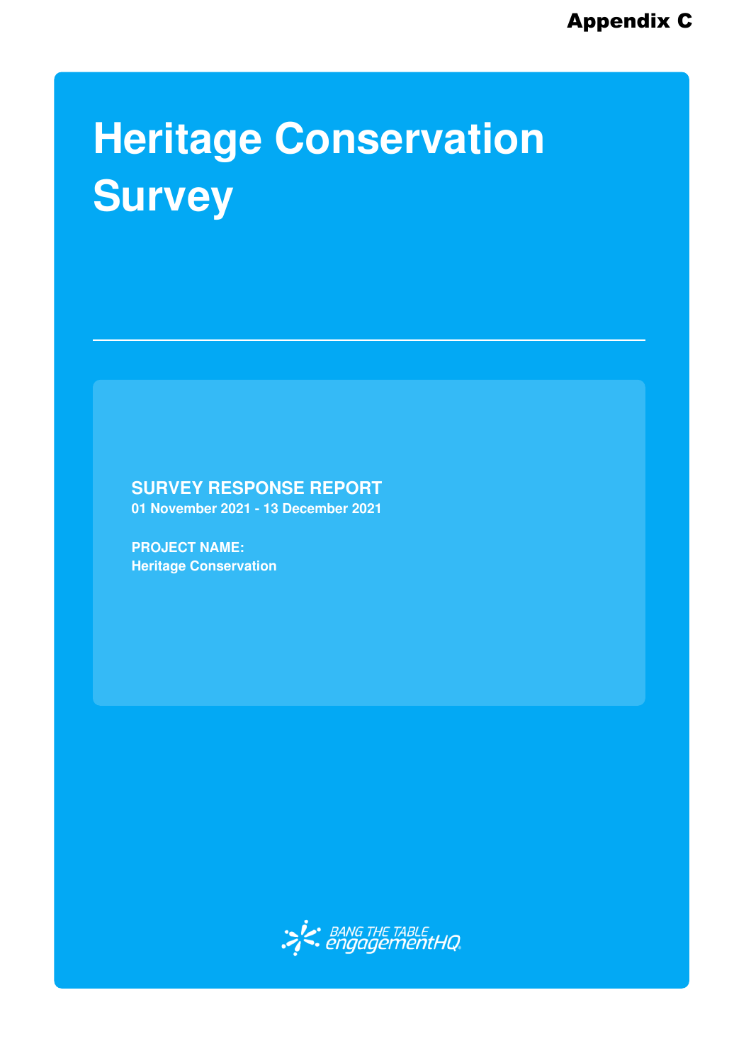**Appendix C**

# Heritage Conservation Survey

**SURVEY RESPONSE REPORT**
**01 November 2021 - 13 December 2021**

**PROJECT NAME:**
**Heritage Conservation**

BANG THE TABLE engagementHQ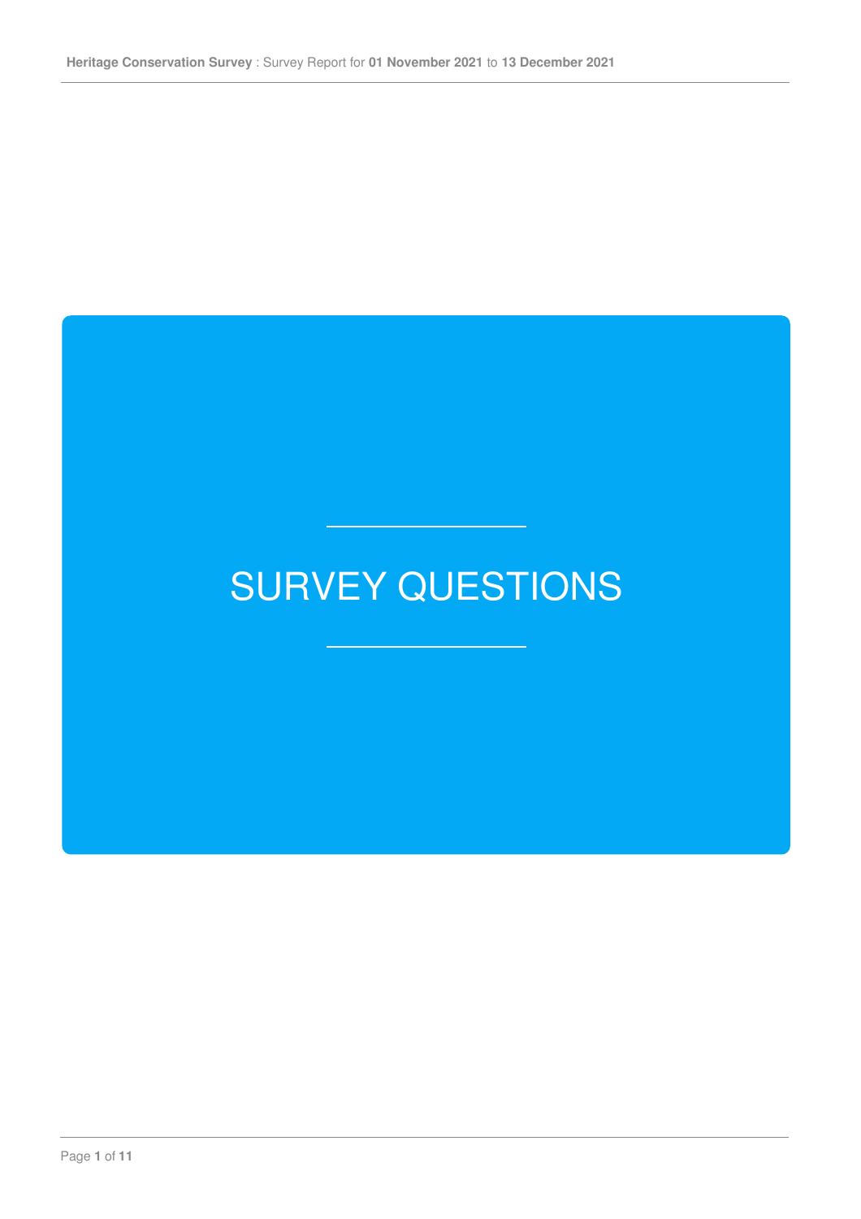# SURVEY QUESTIONS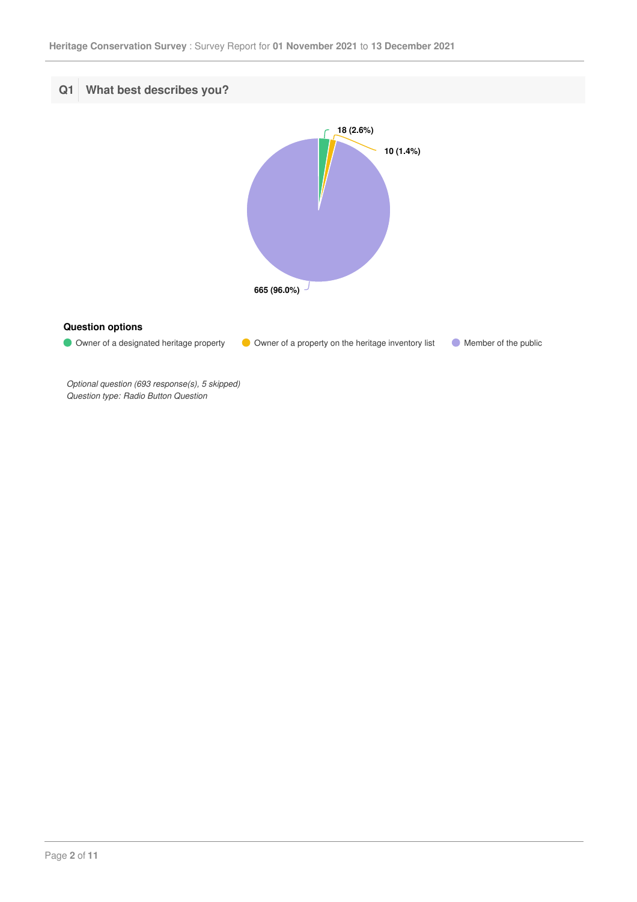## Q1 What best describes you?

18 (2.6%)

10 (1.4%)

665 (96.0%)

**Question options**

- Owner of a designated heritage property
- Owner of a property on the heritage inventory list
- Member of the public

*Optional question (693 response(s), 5 skipped)*
*Question type: Radio Button Question*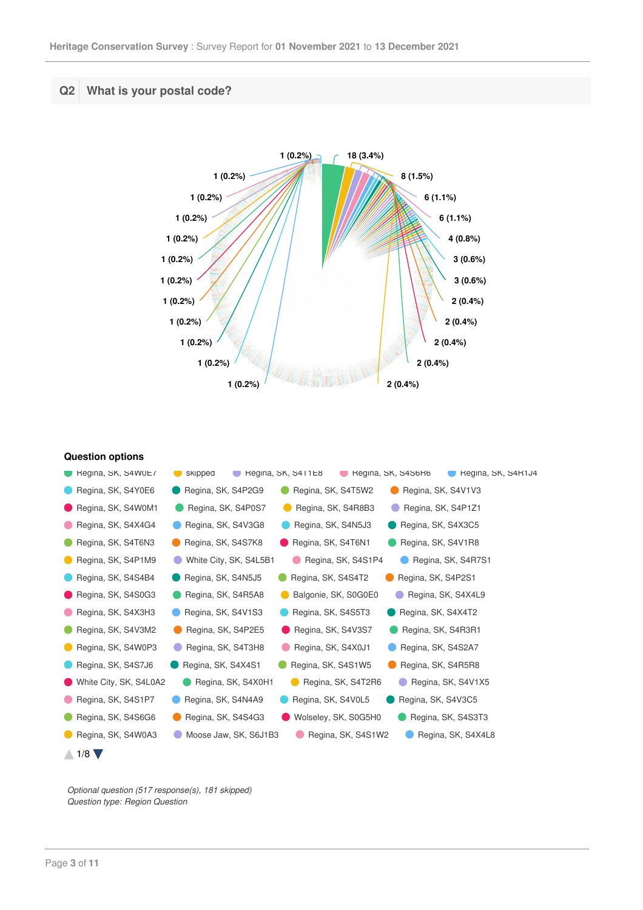## Q2 What is your postal code?

1 (0.2%)
18 (3.4%)
1 (0.2%)
8 (1.5%)
1 (0.2%)
6 (1.1%)
1 (0.2%)
6 (1.1%)
1 (0.2%)
4 (0.8%)
1 (0.2%)
3 (0.6%)
1 (0.2%)
3 (0.6%)
1 (0.2%)
2 (0.4%)
1 (0.2%)
2 (0.4%)
1 (0.2%)
2 (0.4%)
1 (0.2%)
2 (0.4%)
1 (0.2%)
2 (0.4%)

### Question options

- Regina, SK, S4W0E7
- skipped
- Regina, SK, S4T1E8
- Regina, SK, S4S6H6
- Regina, SK, S4R1J4
- Regina, SK, S4Y0E6
- Regina, SK, S4P2G9
- Regina, SK, S4T5W2
- Regina, SK, S4V1V3
- Regina, SK, S4W0M1
- Regina, SK, S4P0S7
- Regina, SK, S4R8B3
- Regina, SK, S4P1Z1
- Regina, SK, S4X4G4
- Regina, SK, S4V3G8
- Regina, SK, S4N5J3
- Regina, SK, S4X3C5
- Regina, SK, S4T6N3
- Regina, SK, S4S7K8
- Regina, SK, S4T6N1
- Regina, SK, S4V1R8
- Regina, SK, S4P1M9
- White City, SK, S4L5B1
- Regina, SK, S4S1P4
- Regina, SK, S4R7S1
- Regina, SK, S4S4B4
- Regina, SK, S4N5J5
- Regina, SK, S4S4T2
- Regina, SK, S4P2S1
- Regina, SK, S4S0G3
- Regina, SK, S4R5A8
- Balgonie, SK, S0G0E0
- Regina, SK, S4X4L9
- Regina, SK, S4X3H3
- Regina, SK, S4V1S3
- Regina, SK, S4S5T3
- Regina, SK, S4X4T2
- Regina, SK, S4V3M2
- Regina, SK, S4P2E5
- Regina, SK, S4V3S7
- Regina, SK, S4R3R1
- Regina, SK, S4W0P3
- Regina, SK, S4T3H8
- Regina, SK, S4X0J1
- Regina, SK, S4S2A7
- Regina, SK, S4S7J6
- Regina, SK, S4X4S1
- Regina, SK, S4S1W5
- Regina, SK, S4R5R8
- White City, SK, S4L0A2
- Regina, SK, S4X0H1
- Regina, SK, S4T2R6
- Regina, SK, S4V1X5
- Regina, SK, S4S1P7
- Regina, SK, S4N4A9
- Regina, SK, S4V0L5
- Regina, SK, S4V3C5
- Regina, SK, S4S6G6
- Regina, SK, S4S4G3
- Wolseley, SK, S0G5H0
- Regina, SK, S4S3T3
- Regina, SK, S4W0A3
- Moose Jaw, SK, S6J1B3
- Regina, SK, S4S1W2
- Regina, SK, S4X4L8

1/8

*Optional question (517 response(s), 181 skipped)*
*Question type: Region Question*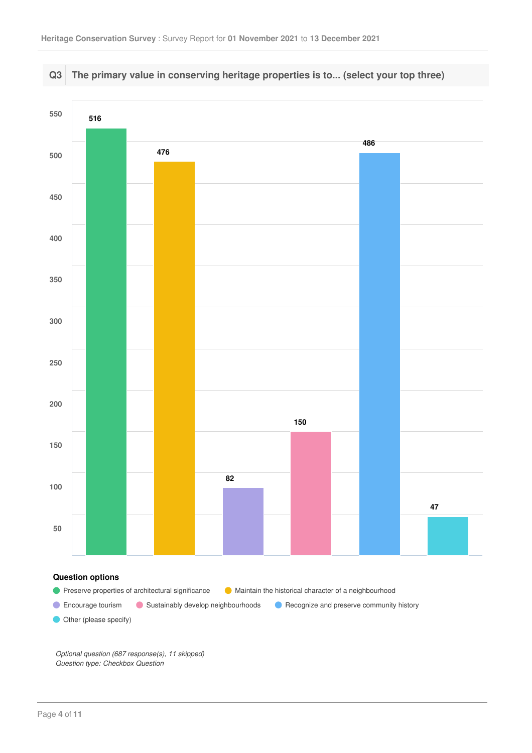## Q3 The primary value in conserving heritage properties is to... (select your top three)

| Question options | Count |
|---|---|
| Preserve properties of architectural significance | 516 |
| Maintain the historical character of a neighbourhood | 476 |
| Encourage tourism | 82 |
| Sustainably develop neighbourhoods | 150 |
| Recognize and preserve community history | 486 |
| Other (please specify) | 47 |

*Optional question (687 response(s), 11 skipped)*
*Question type: Checkbox Question*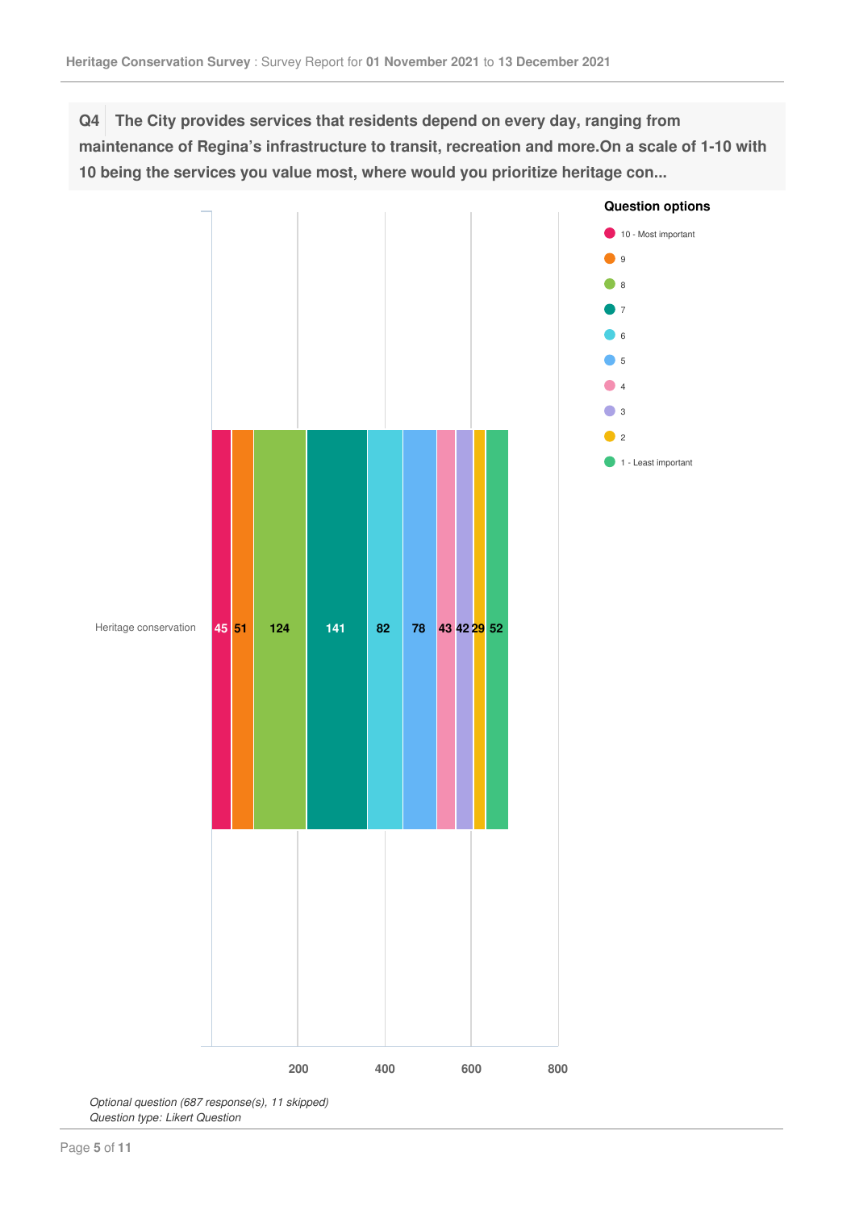**Q4** The City provides services that residents depend on every day, ranging from maintenance of Regina's infrastructure to transit, recreation and more.On a scale of 1-10 with 10 being the services you value most, where would you prioritize heritage con...

| Question options | Heritage conservation |
| --- | --- |
| 10 - Most important | 45 |
| 9 | 51 |
| 8 | 124 |
| 7 | 141 |
| 6 | 82 |
| 5 | 78 |
| 4 | 43 |
| 3 | 42 |
| 2 | 29 |
| 1 - Least important | 52 |

*Optional question (687 response(s), 11 skipped)*
*Question type: Likert Question*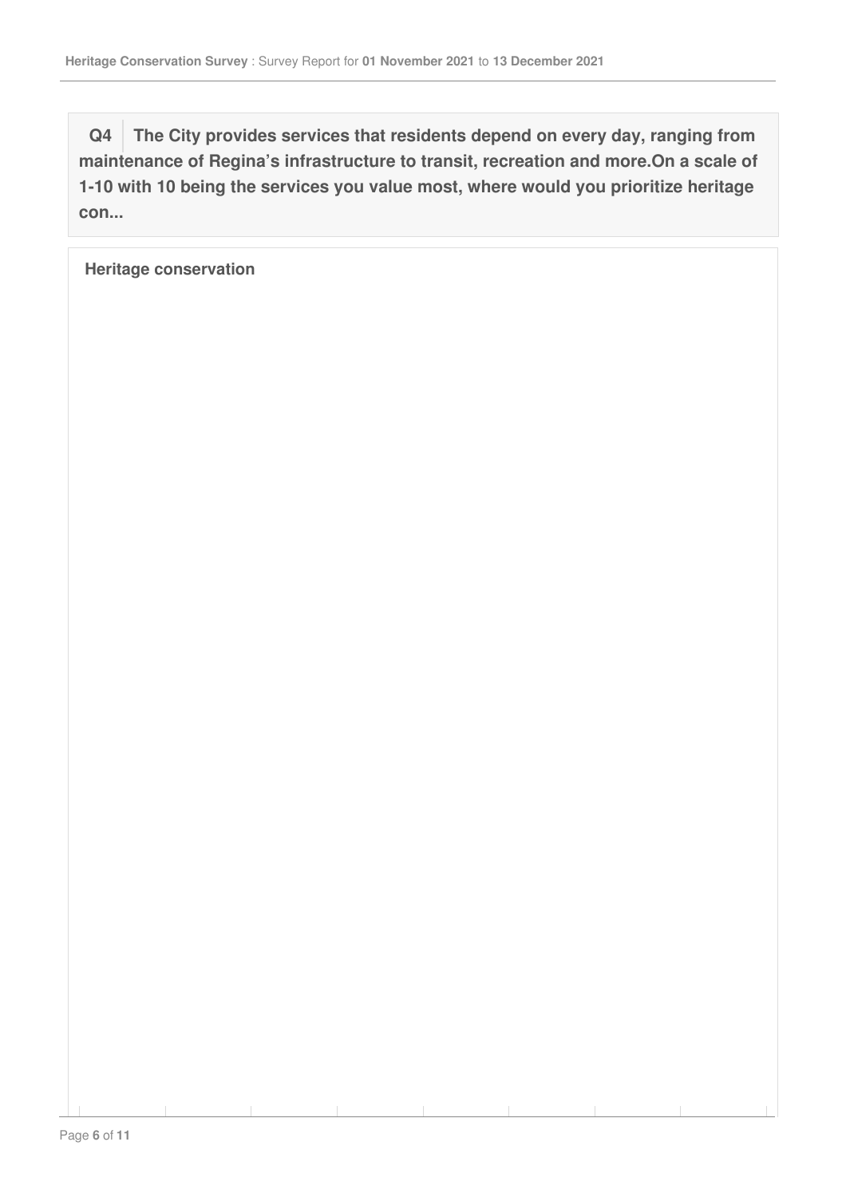**Q4** **The City provides services that residents depend on every day, ranging from maintenance of Regina's infrastructure to transit, recreation and more.On a scale of 1-10 with 10 being the services you value most, where would you prioritize heritage con...**

**Heritage conservation**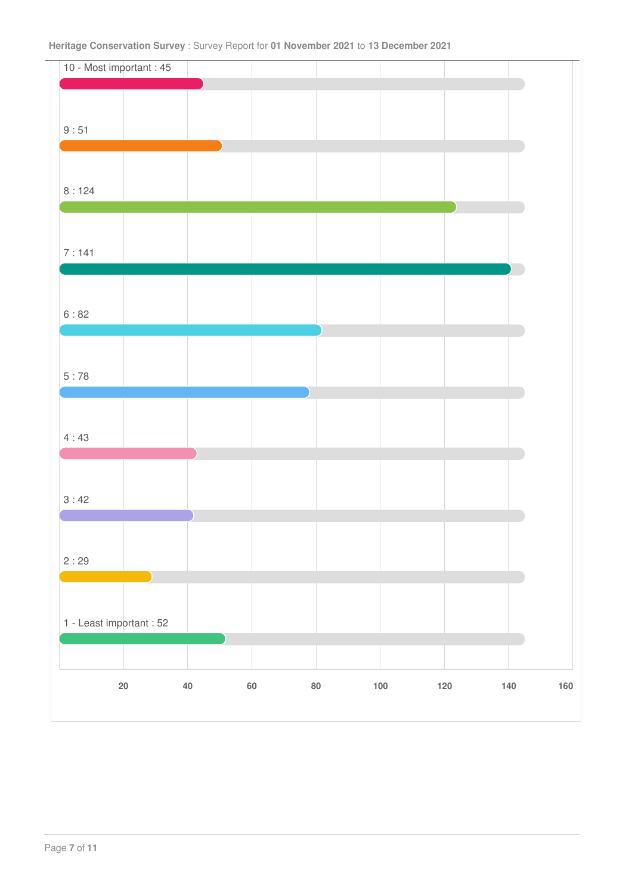10 - Most important : 45

9 : 51

8 : 124

7 : 141

6 : 82

5 : 78

4 : 43

3 : 42

2 : 29

1 - Least important : 52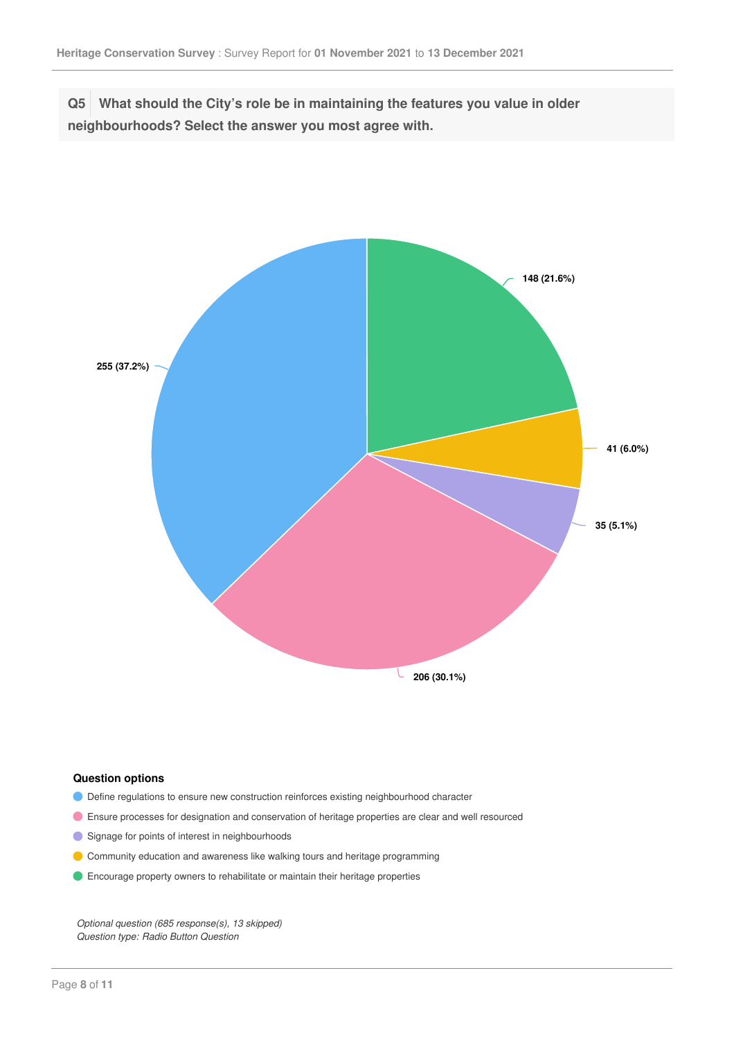**Q5 What should the City's role be in maintaining the features you value in older neighbourhoods? Select the answer you most agree with.**

| Question options | Responses |
| --- | --- |
| Define regulations to ensure new construction reinforces existing neighbourhood character | 255 (37.2%) |
| Ensure processes for designation and conservation of heritage properties are clear and well resourced | 206 (30.1%) |
| Signage for points of interest in neighbourhoods | 35 (5.1%) |
| Community education and awareness like walking tours and heritage programming | 41 (6.0%) |
| Encourage property owners to rehabilitate or maintain their heritage properties | 148 (21.6%) |

*Optional question (685 response(s), 13 skipped)*
*Question type: Radio Button Question*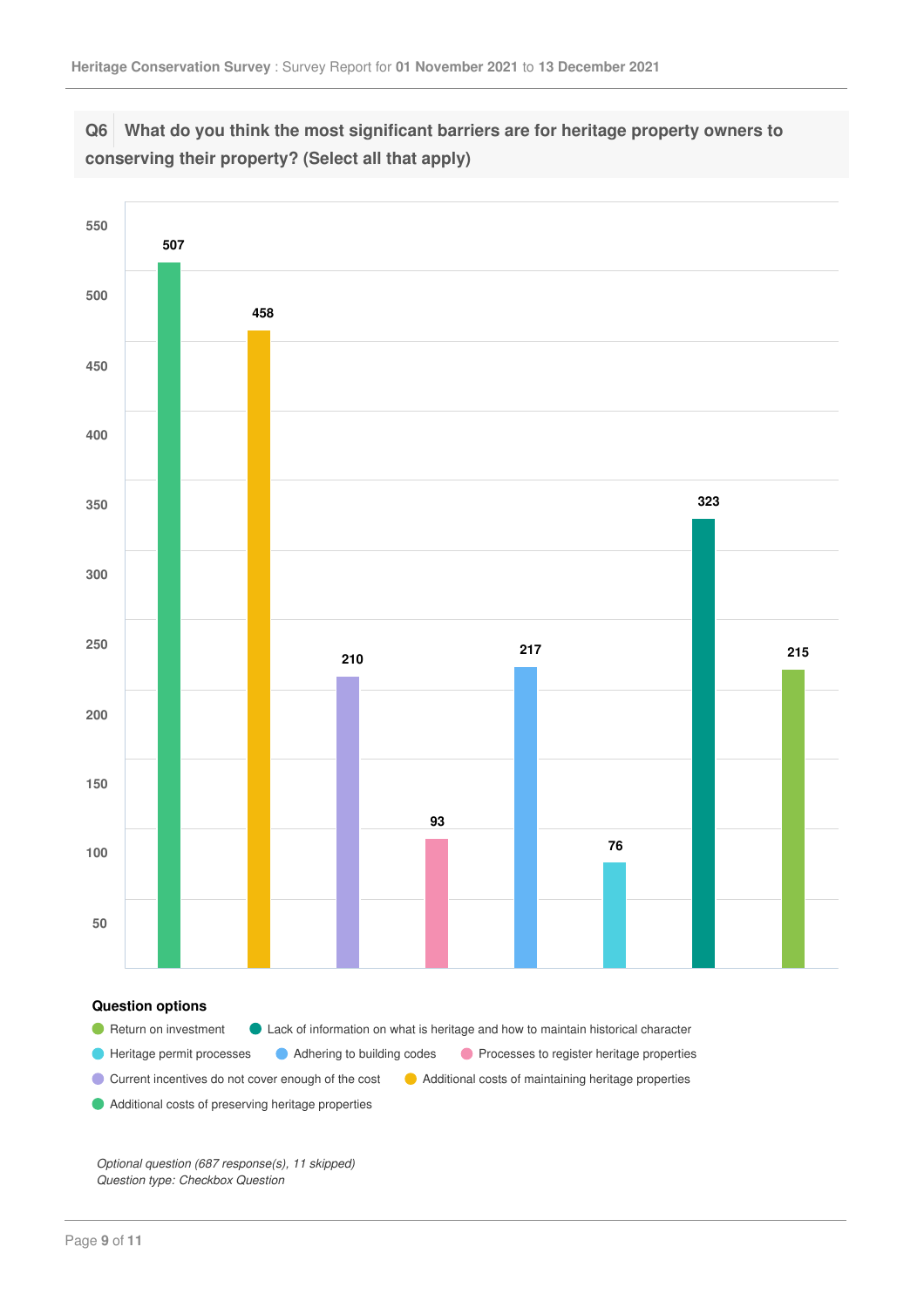## Q6 What do you think the most significant barriers are for heritage property owners to conserving their property? (Select all that apply)

| Question option | Responses |
| --- | --- |
| Additional costs of preserving heritage properties | 507 |
| Additional costs of maintaining heritage properties | 458 |
| Current incentives do not cover enough of the cost | 210 |
| Processes to register heritage properties | 93 |
| Adhering to building codes | 217 |
| Heritage permit processes | 76 |
| Lack of information on what is heritage and how to maintain historical character | 323 |
| Return on investment | 215 |

*Optional question (687 response(s), 11 skipped)*
*Question type: Checkbox Question*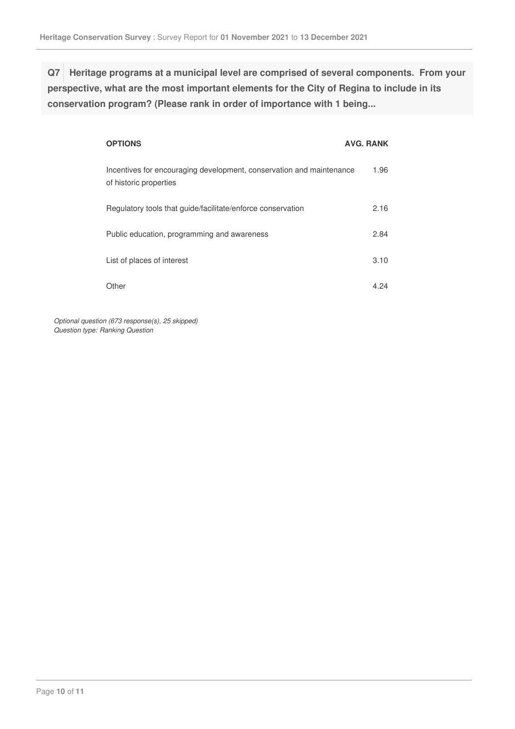**Q7 Heritage programs at a municipal level are comprised of several components. From your perspective, what are the most important elements for the City of Regina to include in its conservation program? (Please rank in order of importance with 1 being...**

| OPTIONS | AVG. RANK |
|---|---|
| Incentives for encouraging development, conservation and maintenance of historic properties | 1.96 |
| Regulatory tools that guide/facilitate/enforce conservation | 2.16 |
| Public education, programming and awareness | 2.84 |
| List of places of interest | 3.10 |
| Other | 4.24 |

*Optional question (673 response(s), 25 skipped)*
*Question type: Ranking Question*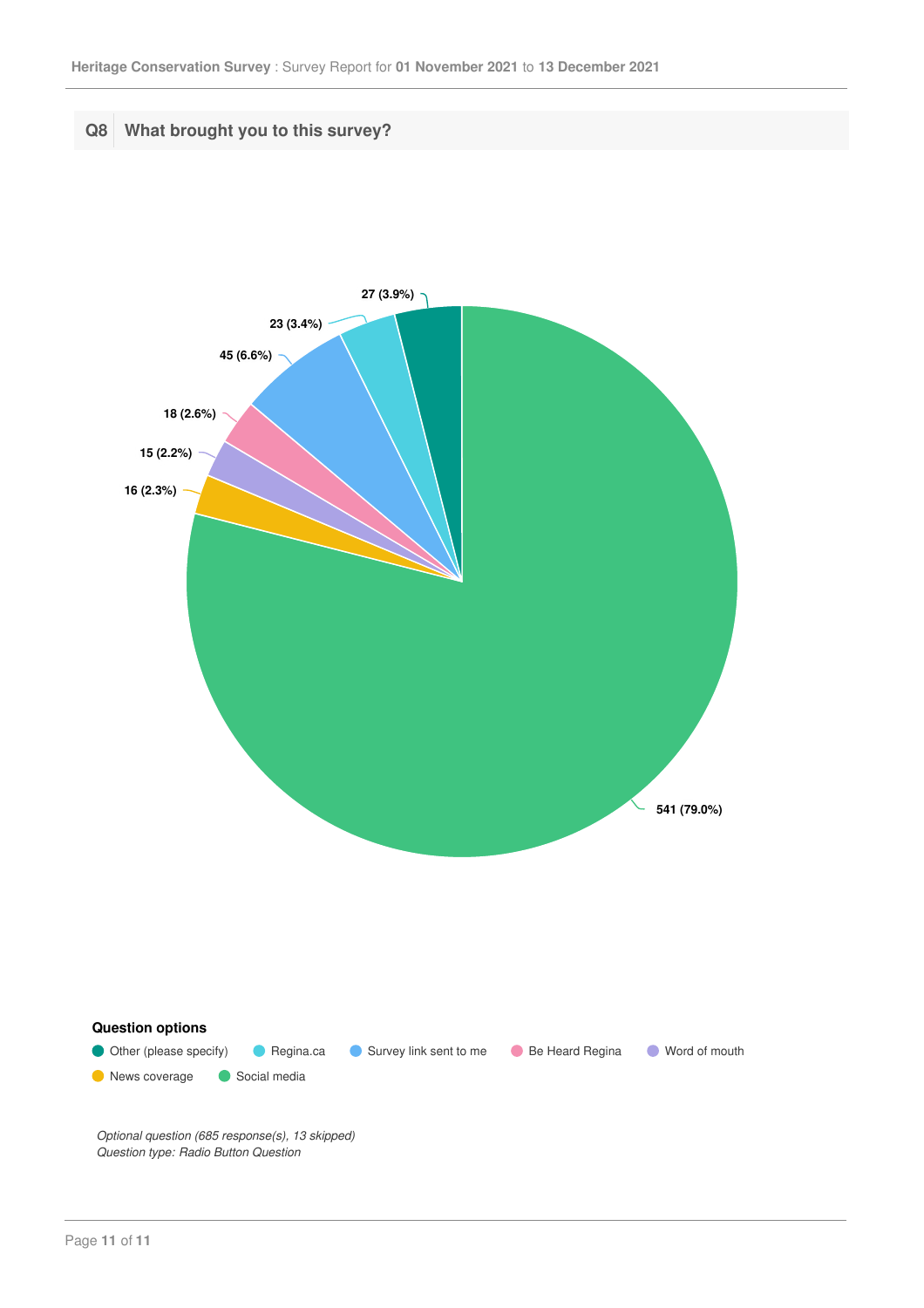## Q8 What brought you to this survey?

27 (3.9%)
23 (3.4%)
45 (6.6%)
18 (2.6%)
15 (2.2%)
16 (2.3%)
541 (79.0%)

**Question options**

Other (please specify)
Regina.ca
Survey link sent to me
Be Heard Regina
Word of mouth
News coverage
Social media

*Optional question (685 response(s), 13 skipped)*
*Question type: Radio Button Question*